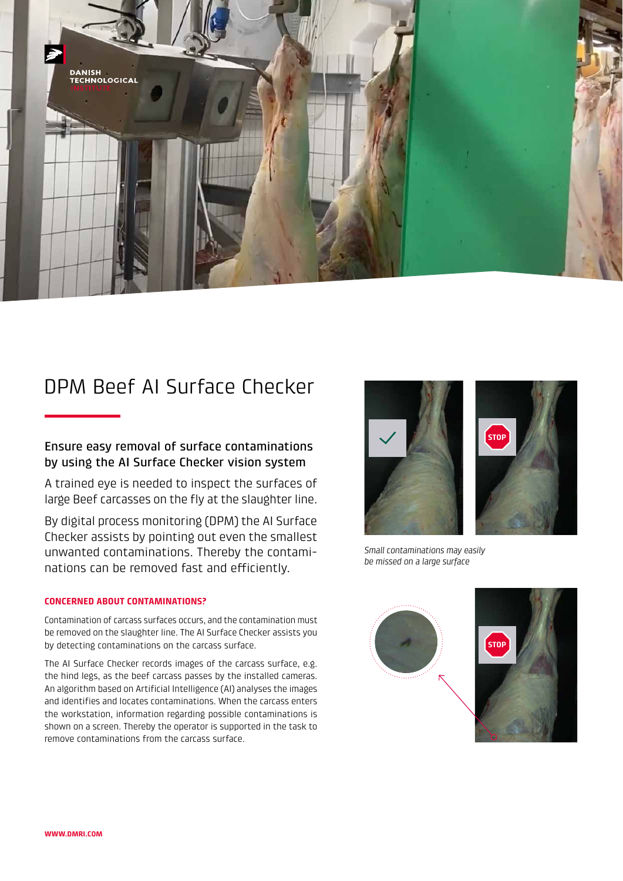# DPM Beef AI Surface Checker

### Ensure easy removal of surface contaminations by using the AI Surface Checker vision system

A trained eye is needed to inspect the surfaces of large Beef carcasses on the fly at the slaughter line.

By digital process monitoring (DPM) the AI Surface Checker assists by pointing out even the smallest unwanted contaminations. Thereby the contaminations can be removed fast and efficiently.

*Small contaminations may easily be missed on a large surface*

**CONCERNED ABOUT CONTAMINATIONS?**

Contamination of carcass surfaces occurs, and the contamination must be removed on the slaughter line. The AI Surface Checker assists you by detecting contaminations on the carcass surface.

The AI Surface Checker records images of the carcass surface, e.g. the hind legs, as the beef carcass passes by the installed cameras. An algorithm based on Artificial Intelligence (AI) analyses the images and identifies and locates contaminations. When the carcass enters the workstation, information regarding possible contaminations is shown on a screen. Thereby the operator is supported in the task to remove contaminations from the carcass surface.

**WWW.DMRI.COM**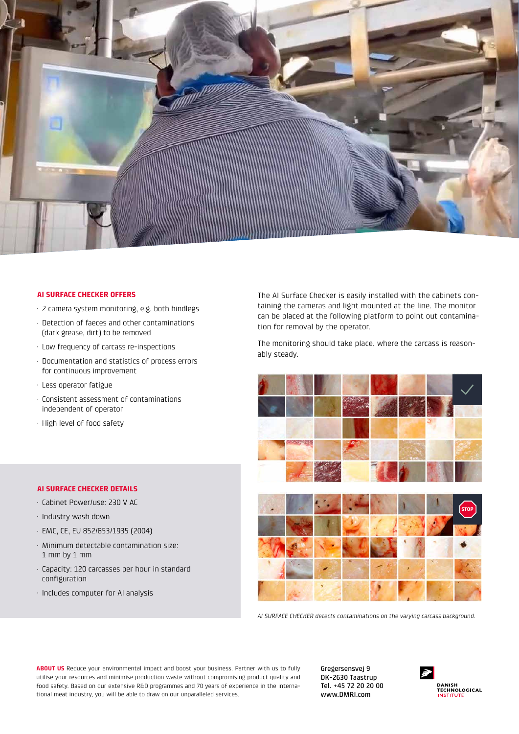## AI SURFACE CHECKER OFFERS

- 2 camera system monitoring, e.g. both hindlegs
- Detection of faeces and other contaminations (dark grease, dirt) to be removed
- Low frequency of carcass re-inspections
- Documentation and statistics of process errors for continuous improvement
- Less operator fatigue
- Consistent assessment of contaminations independent of operator
- High level of food safety

The AI Surface Checker is easily installed with the cabinets containing the cameras and light mounted at the line. The monitor can be placed at the following platform to point out contamination for removal by the operator.

The monitoring should take place, where the carcass is reasonably steady.

## AI SURFACE CHECKER DETAILS

- Cabinet Power/use: 230 V AC
- Industry wash down
- EMC, CE, EU 852/853/1935 (2004)
- Minimum detectable contamination size: 1 mm by 1 mm
- Capacity: 120 carcasses per hour in standard configuration
- Includes computer for AI analysis

STOP

*AI SURFACE CHECKER detects contaminations on the varying carcass background.*

**ABOUT US** Reduce your environmental impact and boost your business. Partner with us to fully utilise your resources and minimise production waste without compromising product quality and food safety. Based on our extensive R&D programmes and 70 years of experience in the international meat industry, you will be able to draw on our unparalleled services.

Gregersensvej 9
DK-2630 Taastrup
Tel. +45 72 20 20 00
www.DMRI.com

DANISH TECHNOLOGICAL INSTITUTE